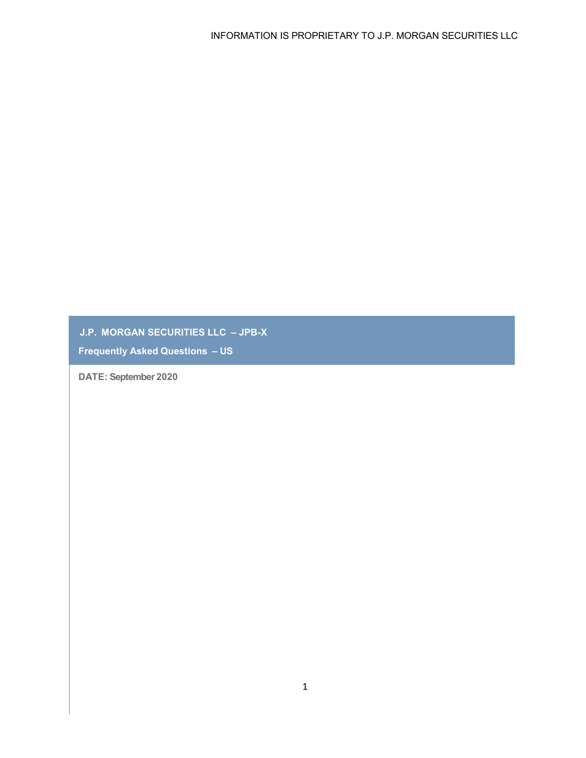INFORMATION IS PROPRIETARY TO J.P. MORGAN SECURITIES LLC

# J.P. MORGAN SECURITIES LLC – JPB-X

## Frequently Asked Questions – US

**DATE: September 2020**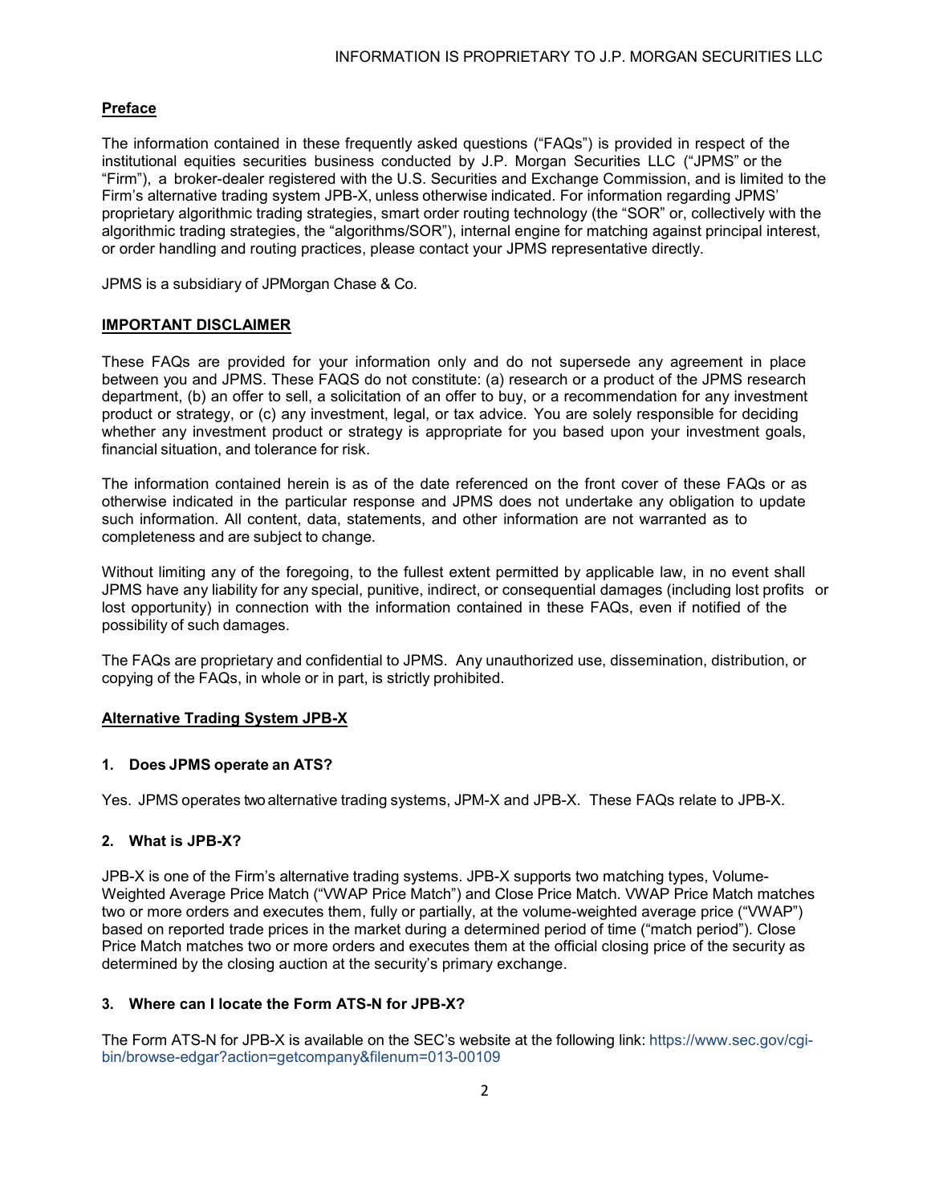## Preface

The information contained in these frequently asked questions ("FAQs") is provided in respect of the institutional equities securities business conducted by J.P. Morgan Securities LLC ("JPMS" or the "Firm"), a broker-dealer registered with the U.S. Securities and Exchange Commission, and is limited to the Firm's alternative trading system JPB-X, unless otherwise indicated. For information regarding JPMS' proprietary algorithmic trading strategies, smart order routing technology (the "SOR" or, collectively with the algorithmic trading strategies, the "algorithms/SOR"), internal engine for matching against principal interest, or order handling and routing practices, please contact your JPMS representative directly.

JPMS is a subsidiary of JPMorgan Chase & Co.

## IMPORTANT DISCLAIMER

These FAQs are provided for your information only and do not supersede any agreement in place between you and JPMS. These FAQS do not constitute: (a) research or a product of the JPMS research department, (b) an offer to sell, a solicitation of an offer to buy, or a recommendation for any investment product or strategy, or (c) any investment, legal, or tax advice. You are solely responsible for deciding whether any investment product or strategy is appropriate for you based upon your investment goals, financial situation, and tolerance for risk.

The information contained herein is as of the date referenced on the front cover of these FAQs or as otherwise indicated in the particular response and JPMS does not undertake any obligation to update such information. All content, data, statements, and other information are not warranted as to completeness and are subject to change.

Without limiting any of the foregoing, to the fullest extent permitted by applicable law, in no event shall JPMS have any liability for any special, punitive, indirect, or consequential damages (including lost profits or lost opportunity) in connection with the information contained in these FAQs, even if notified of the possibility of such damages.

The FAQs are proprietary and confidential to JPMS. Any unauthorized use, dissemination, distribution, or copying of the FAQs, in whole or in part, is strictly prohibited.

## Alternative Trading System JPB-X

### 1. Does JPMS operate an ATS?

Yes. JPMS operates two alternative trading systems, JPM-X and JPB-X. These FAQs relate to JPB-X.

### 2. What is JPB-X?

JPB-X is one of the Firm's alternative trading systems. JPB-X supports two matching types, Volume-Weighted Average Price Match ("VWAP Price Match") and Close Price Match. VWAP Price Match matches two or more orders and executes them, fully or partially, at the volume-weighted average price ("VWAP") based on reported trade prices in the market during a determined period of time ("match period"). Close Price Match matches two or more orders and executes them at the official closing price of the security as determined by the closing auction at the security's primary exchange.

### 3. Where can I locate the Form ATS-N for JPB-X?

The Form ATS-N for JPB-X is available on the SEC's website at the following link: https://www.sec.gov/cgi-bin/browse-edgar?action=getcompany&filenum=013-00109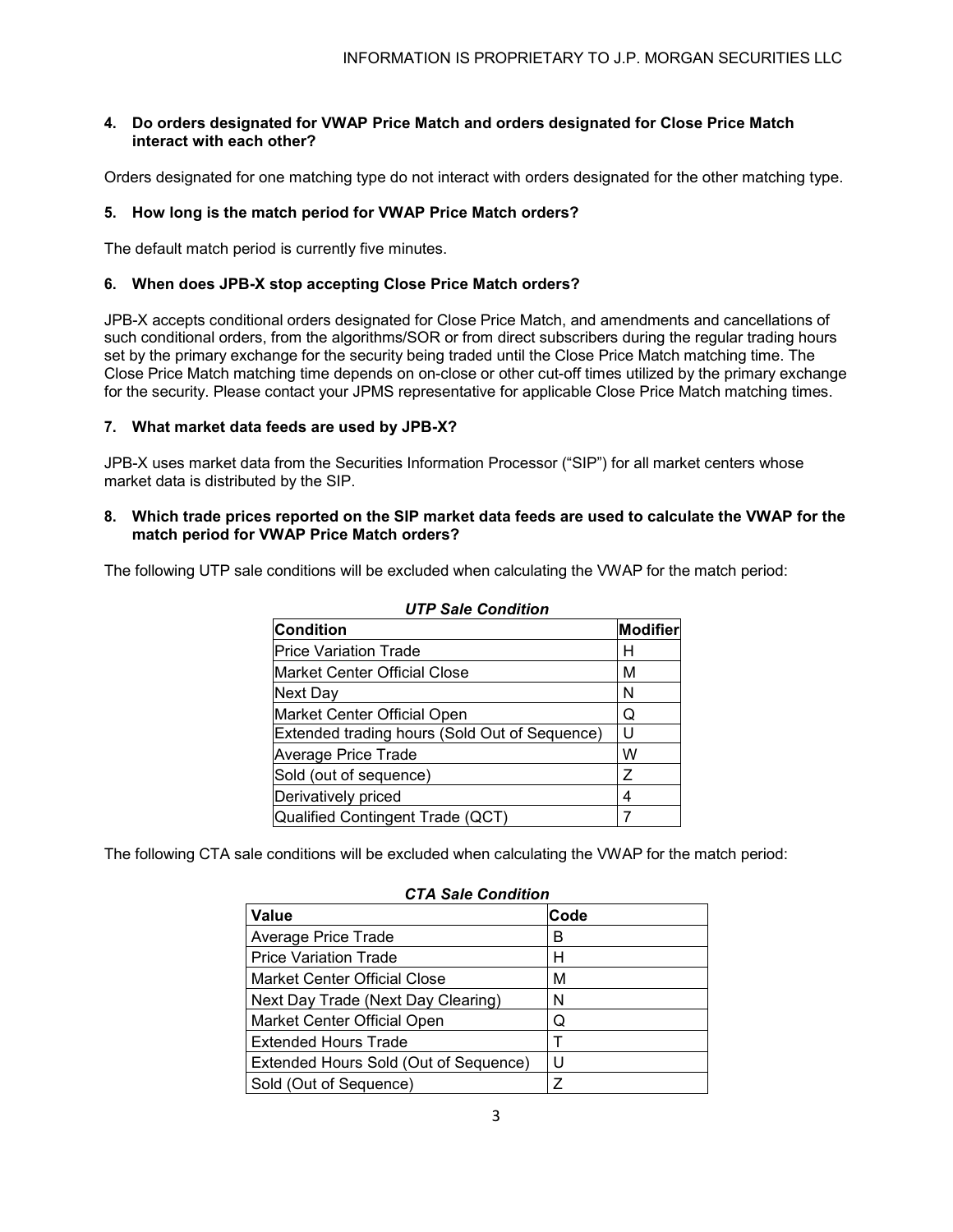**4. Do orders designated for VWAP Price Match and orders designated for Close Price Match interact with each other?**

Orders designated for one matching type do not interact with orders designated for the other matching type.

**5. How long is the match period for VWAP Price Match orders?**

The default match period is currently five minutes.

**6. When does JPB-X stop accepting Close Price Match orders?**

JPB-X accepts conditional orders designated for Close Price Match, and amendments and cancellations of such conditional orders, from the algorithms/SOR or from direct subscribers during the regular trading hours set by the primary exchange for the security being traded until the Close Price Match matching time. The Close Price Match matching time depends on on-close or other cut-off times utilized by the primary exchange for the security. Please contact your JPMS representative for applicable Close Price Match matching times.

**7. What market data feeds are used by JPB-X?**

JPB-X uses market data from the Securities Information Processor ("SIP") for all market centers whose market data is distributed by the SIP.

**8. Which trade prices reported on the SIP market data feeds are used to calculate the VWAP for the match period for VWAP Price Match orders?**

The following UTP sale conditions will be excluded when calculating the VWAP for the match period:

***UTP Sale Condition***

| Condition | Modifier |
|---|---|
| Price Variation Trade | H |
| Market Center Official Close | M |
| Next Day | N |
| Market Center Official Open | Q |
| Extended trading hours (Sold Out of Sequence) | U |
| Average Price Trade | W |
| Sold (out of sequence) | Z |
| Derivatively priced | 4 |
| Qualified Contingent Trade (QCT) | 7 |

The following CTA sale conditions will be excluded when calculating the VWAP for the match period:

***CTA Sale Condition***

| Value | Code |
|---|---|
| Average Price Trade | B |
| Price Variation Trade | H |
| Market Center Official Close | M |
| Next Day Trade (Next Day Clearing) | N |
| Market Center Official Open | Q |
| Extended Hours Trade | T |
| Extended Hours Sold (Out of Sequence) | U |
| Sold (Out of Sequence) | Z |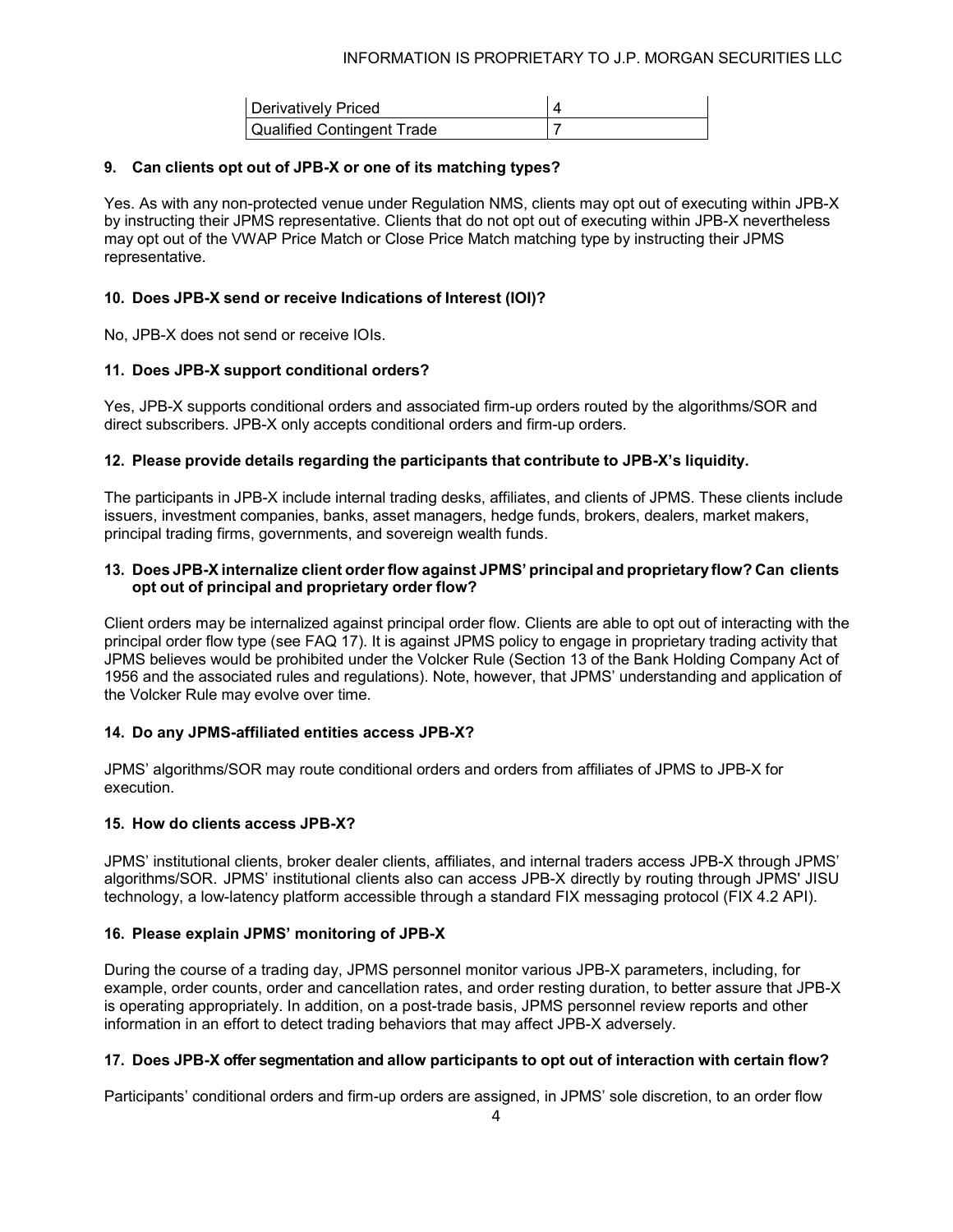| Derivatively Priced | 4 |
|---|---|
| Qualified Contingent Trade | 7 |

### 9. Can clients opt out of JPB-X or one of its matching types?

Yes. As with any non-protected venue under Regulation NMS, clients may opt out of executing within JPB-X by instructing their JPMS representative. Clients that do not opt out of executing within JPB-X nevertheless may opt out of the VWAP Price Match or Close Price Match matching type by instructing their JPMS representative.

### 10. Does JPB-X send or receive Indications of Interest (IOI)?

No, JPB-X does not send or receive IOIs.

### 11. Does JPB-X support conditional orders?

Yes, JPB-X supports conditional orders and associated firm-up orders routed by the algorithms/SOR and direct subscribers. JPB-X only accepts conditional orders and firm-up orders.

### 12. Please provide details regarding the participants that contribute to JPB-X's liquidity.

The participants in JPB-X include internal trading desks, affiliates, and clients of JPMS. These clients include issuers, investment companies, banks, asset managers, hedge funds, brokers, dealers, market makers, principal trading firms, governments, and sovereign wealth funds.

### 13. Does JPB-X internalize client order flow against JPMS' principal and proprietary flow? Can clients opt out of principal and proprietary order flow?

Client orders may be internalized against principal order flow. Clients are able to opt out of interacting with the principal order flow type (see FAQ 17). It is against JPMS policy to engage in proprietary trading activity that JPMS believes would be prohibited under the Volcker Rule (Section 13 of the Bank Holding Company Act of 1956 and the associated rules and regulations). Note, however, that JPMS' understanding and application of the Volcker Rule may evolve over time.

### 14. Do any JPMS-affiliated entities access JPB-X?

JPMS' algorithms/SOR may route conditional orders and orders from affiliates of JPMS to JPB-X for execution.

### 15. How do clients access JPB-X?

JPMS' institutional clients, broker dealer clients, affiliates, and internal traders access JPB-X through JPMS' algorithms/SOR. JPMS' institutional clients also can access JPB-X directly by routing through JPMS' JISU technology, a low-latency platform accessible through a standard FIX messaging protocol (FIX 4.2 API).

### 16. Please explain JPMS' monitoring of JPB-X

During the course of a trading day, JPMS personnel monitor various JPB-X parameters, including, for example, order counts, order and cancellation rates, and order resting duration, to better assure that JPB-X is operating appropriately. In addition, on a post-trade basis, JPMS personnel review reports and other information in an effort to detect trading behaviors that may affect JPB-X adversely.

### 17. Does JPB-X offer segmentation and allow participants to opt out of interaction with certain flow?

Participants' conditional orders and firm-up orders are assigned, in JPMS' sole discretion, to an order flow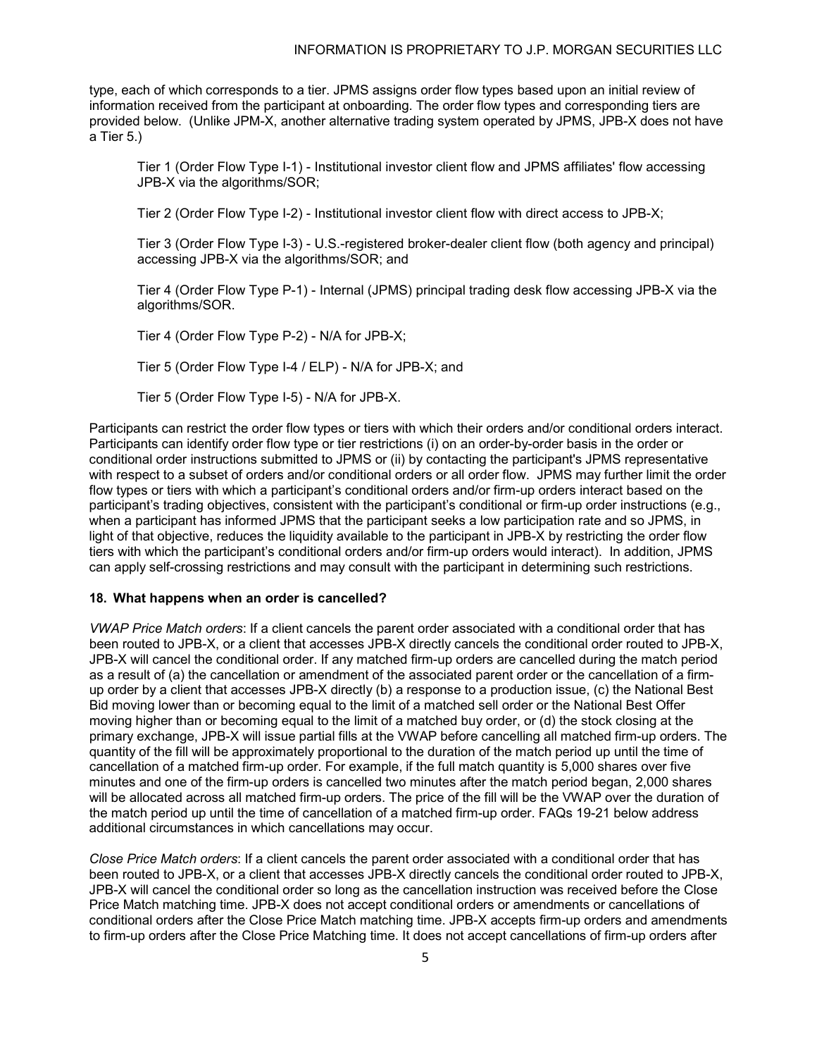type, each of which corresponds to a tier. JPMS assigns order flow types based upon an initial review of information received from the participant at onboarding. The order flow types and corresponding tiers are provided below. (Unlike JPM-X, another alternative trading system operated by JPMS, JPB-X does not have a Tier 5.)

> Tier 1 (Order Flow Type I-1) - Institutional investor client flow and JPMS affiliates' flow accessing JPB-X via the algorithms/SOR;
>
> Tier 2 (Order Flow Type I-2) - Institutional investor client flow with direct access to JPB-X;
>
> Tier 3 (Order Flow Type I-3) - U.S.-registered broker-dealer client flow (both agency and principal) accessing JPB-X via the algorithms/SOR; and
>
> Tier 4 (Order Flow Type P-1) - Internal (JPMS) principal trading desk flow accessing JPB-X via the algorithms/SOR.
>
> Tier 4 (Order Flow Type P-2) - N/A for JPB-X;
>
> Tier 5 (Order Flow Type I-4 / ELP) - N/A for JPB-X; and
>
> Tier 5 (Order Flow Type I-5) - N/A for JPB-X.

Participants can restrict the order flow types or tiers with which their orders and/or conditional orders interact. Participants can identify order flow type or tier restrictions (i) on an order-by-order basis in the order or conditional order instructions submitted to JPMS or (ii) by contacting the participant's JPMS representative with respect to a subset of orders and/or conditional orders or all order flow. JPMS may further limit the order flow types or tiers with which a participant's conditional orders and/or firm-up orders interact based on the participant's trading objectives, consistent with the participant's conditional or firm-up order instructions (e.g., when a participant has informed JPMS that the participant seeks a low participation rate and so JPMS, in light of that objective, reduces the liquidity available to the participant in JPB-X by restricting the order flow tiers with which the participant's conditional orders and/or firm-up orders would interact). In addition, JPMS can apply self-crossing restrictions and may consult with the participant in determining such restrictions.

### 18. What happens when an order is cancelled?

*VWAP Price Match orders*: If a client cancels the parent order associated with a conditional order that has been routed to JPB-X, or a client that accesses JPB-X directly cancels the conditional order routed to JPB-X, JPB-X will cancel the conditional order. If any matched firm-up orders are cancelled during the match period as a result of (a) the cancellation or amendment of the associated parent order or the cancellation of a firm-up order by a client that accesses JPB-X directly (b) a response to a production issue, (c) the National Best Bid moving lower than or becoming equal to the limit of a matched sell order or the National Best Offer moving higher than or becoming equal to the limit of a matched buy order, or (d) the stock closing at the primary exchange, JPB-X will issue partial fills at the VWAP before cancelling all matched firm-up orders. The quantity of the fill will be approximately proportional to the duration of the match period up until the time of cancellation of a matched firm-up order. For example, if the full match quantity is 5,000 shares over five minutes and one of the firm-up orders is cancelled two minutes after the match period began, 2,000 shares will be allocated across all matched firm-up orders. The price of the fill will be the VWAP over the duration of the match period up until the time of cancellation of a matched firm-up order. FAQs 19-21 below address additional circumstances in which cancellations may occur.

*Close Price Match orders*: If a client cancels the parent order associated with a conditional order that has been routed to JPB-X, or a client that accesses JPB-X directly cancels the conditional order routed to JPB-X, JPB-X will cancel the conditional order so long as the cancellation instruction was received before the Close Price Match matching time. JPB-X does not accept conditional orders or amendments or cancellations of conditional orders after the Close Price Match matching time. JPB-X accepts firm-up orders and amendments to firm-up orders after the Close Price Matching time. It does not accept cancellations of firm-up orders after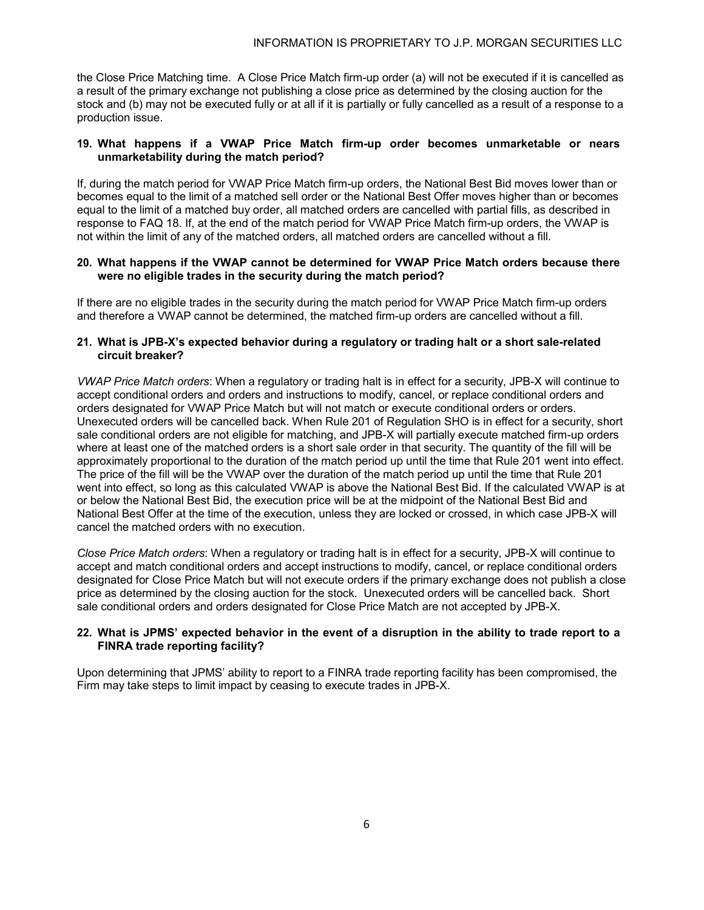the Close Price Matching time. A Close Price Match firm-up order (a) will not be executed if it is cancelled as a result of the primary exchange not publishing a close price as determined by the closing auction for the stock and (b) may not be executed fully or at all if it is partially or fully cancelled as a result of a response to a production issue.

**19. What happens if a VWAP Price Match firm-up order becomes unmarketable or nears unmarketability during the match period?**

If, during the match period for VWAP Price Match firm-up orders, the National Best Bid moves lower than or becomes equal to the limit of a matched sell order or the National Best Offer moves higher than or becomes equal to the limit of a matched buy order, all matched orders are cancelled with partial fills, as described in response to FAQ 18. If, at the end of the match period for VWAP Price Match firm-up orders, the VWAP is not within the limit of any of the matched orders, all matched orders are cancelled without a fill.

**20. What happens if the VWAP cannot be determined for VWAP Price Match orders because there were no eligible trades in the security during the match period?**

If there are no eligible trades in the security during the match period for VWAP Price Match firm-up orders and therefore a VWAP cannot be determined, the matched firm-up orders are cancelled without a fill.

**21. What is JPB-X's expected behavior during a regulatory or trading halt or a short sale-related circuit breaker?**

*VWAP Price Match orders*: When a regulatory or trading halt is in effect for a security, JPB-X will continue to accept conditional orders and orders and instructions to modify, cancel, or replace conditional orders and orders designated for VWAP Price Match but will not match or execute conditional orders or orders. Unexecuted orders will be cancelled back. When Rule 201 of Regulation SHO is in effect for a security, short sale conditional orders are not eligible for matching, and JPB-X will partially execute matched firm-up orders where at least one of the matched orders is a short sale order in that security. The quantity of the fill will be approximately proportional to the duration of the match period up until the time that Rule 201 went into effect. The price of the fill will be the VWAP over the duration of the match period up until the time that Rule 201 went into effect, so long as this calculated VWAP is above the National Best Bid. If the calculated VWAP is at or below the National Best Bid, the execution price will be at the midpoint of the National Best Bid and National Best Offer at the time of the execution, unless they are locked or crossed, in which case JPB-X will cancel the matched orders with no execution.

*Close Price Match orders*: When a regulatory or trading halt is in effect for a security, JPB-X will continue to accept and match conditional orders and accept instructions to modify, cancel, or replace conditional orders designated for Close Price Match but will not execute orders if the primary exchange does not publish a close price as determined by the closing auction for the stock. Unexecuted orders will be cancelled back. Short sale conditional orders and orders designated for Close Price Match are not accepted by JPB-X.

**22. What is JPMS' expected behavior in the event of a disruption in the ability to trade report to a FINRA trade reporting facility?**

Upon determining that JPMS' ability to report to a FINRA trade reporting facility has been compromised, the Firm may take steps to limit impact by ceasing to execute trades in JPB-X.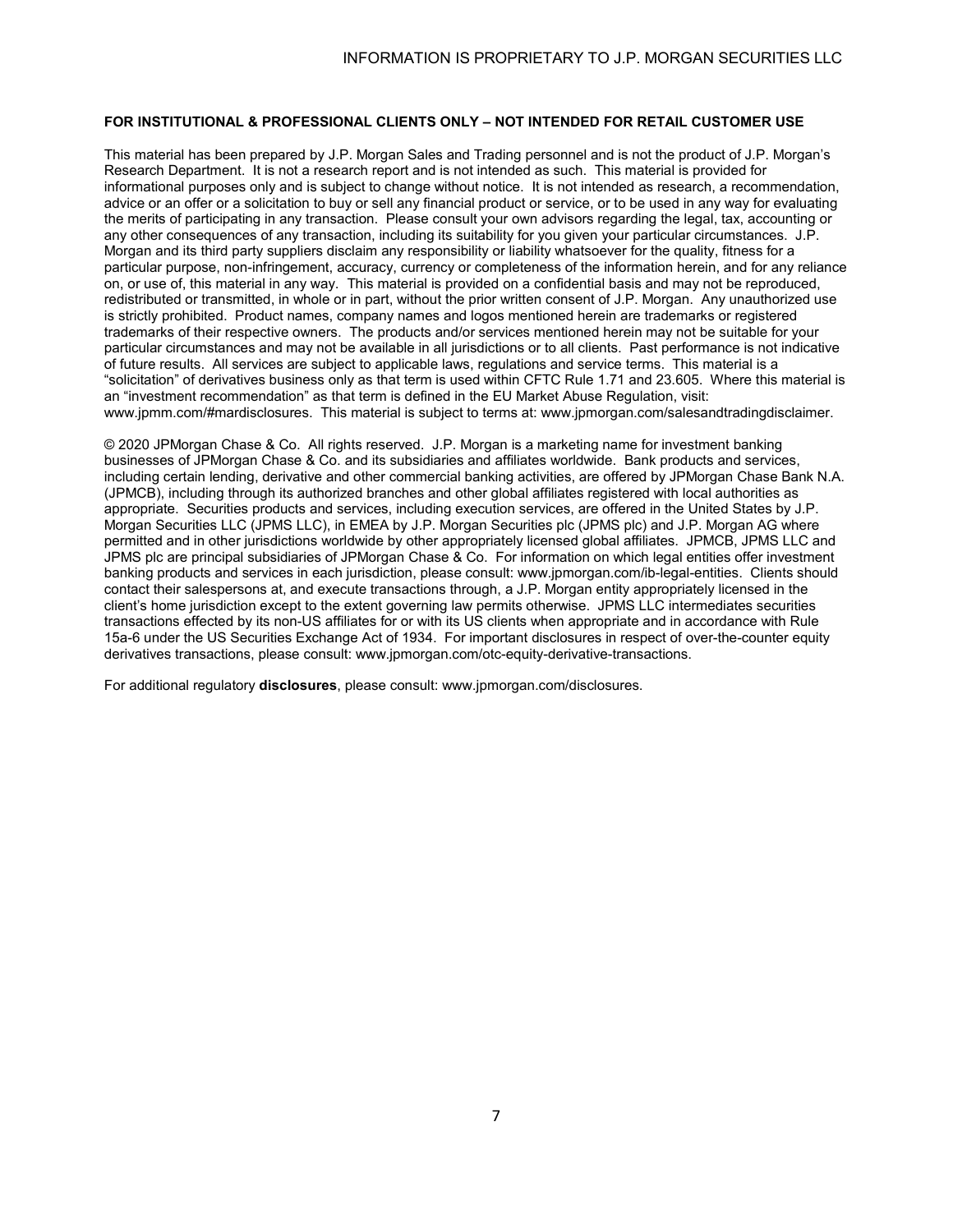**FOR INSTITUTIONAL & PROFESSIONAL CLIENTS ONLY – NOT INTENDED FOR RETAIL CUSTOMER USE**

This material has been prepared by J.P. Morgan Sales and Trading personnel and is not the product of J.P. Morgan's Research Department. It is not a research report and is not intended as such. This material is provided for informational purposes only and is subject to change without notice. It is not intended as research, a recommendation, advice or an offer or a solicitation to buy or sell any financial product or service, or to be used in any way for evaluating the merits of participating in any transaction. Please consult your own advisors regarding the legal, tax, accounting or any other consequences of any transaction, including its suitability for you given your particular circumstances. J.P. Morgan and its third party suppliers disclaim any responsibility or liability whatsoever for the quality, fitness for a particular purpose, non-infringement, accuracy, currency or completeness of the information herein, and for any reliance on, or use of, this material in any way. This material is provided on a confidential basis and may not be reproduced, redistributed or transmitted, in whole or in part, without the prior written consent of J.P. Morgan. Any unauthorized use is strictly prohibited. Product names, company names and logos mentioned herein are trademarks or registered trademarks of their respective owners. The products and/or services mentioned herein may not be suitable for your particular circumstances and may not be available in all jurisdictions or to all clients. Past performance is not indicative of future results. All services are subject to applicable laws, regulations and service terms. This material is a "solicitation" of derivatives business only as that term is used within CFTC Rule 1.71 and 23.605. Where this material is an "investment recommendation" as that term is defined in the EU Market Abuse Regulation, visit: www.jpmm.com/#mardisclosures. This material is subject to terms at: www.jpmorgan.com/salesandtradingdisclaimer.

© 2020 JPMorgan Chase & Co. All rights reserved. J.P. Morgan is a marketing name for investment banking businesses of JPMorgan Chase & Co. and its subsidiaries and affiliates worldwide. Bank products and services, including certain lending, derivative and other commercial banking activities, are offered by JPMorgan Chase Bank N.A. (JPMCB), including through its authorized branches and other global affiliates registered with local authorities as appropriate. Securities products and services, including execution services, are offered in the United States by J.P. Morgan Securities LLC (JPMS LLC), in EMEA by J.P. Morgan Securities plc (JPMS plc) and J.P. Morgan AG where permitted and in other jurisdictions worldwide by other appropriately licensed global affiliates. JPMCB, JPMS LLC and JPMS plc are principal subsidiaries of JPMorgan Chase & Co. For information on which legal entities offer investment banking products and services in each jurisdiction, please consult: www.jpmorgan.com/ib-legal-entities. Clients should contact their salespersons at, and execute transactions through, a J.P. Morgan entity appropriately licensed in the client's home jurisdiction except to the extent governing law permits otherwise. JPMS LLC intermediates securities transactions effected by its non-US affiliates for or with its US clients when appropriate and in accordance with Rule 15a-6 under the US Securities Exchange Act of 1934. For important disclosures in respect of over-the-counter equity derivatives transactions, please consult: www.jpmorgan.com/otc-equity-derivative-transactions.

For additional regulatory **disclosures**, please consult: www.jpmorgan.com/disclosures.